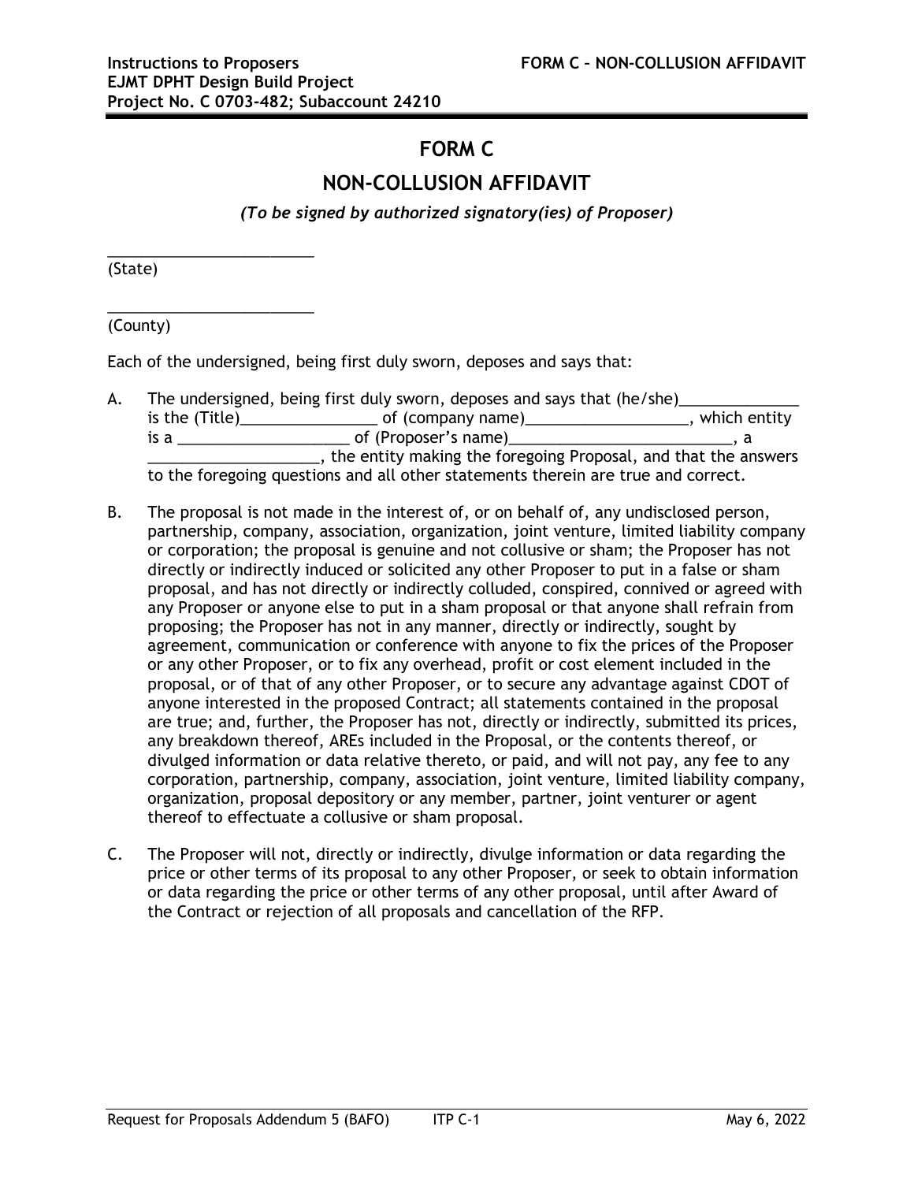# FORM C

## NON-COLLUSION AFFIDAVIT

*(To be signed by authorized signatory(ies) of Proposer)*

________________________
(State)

________________________
(County)

Each of the undersigned, being first duly sworn, deposes and says that:

A. The undersigned, being first duly sworn, deposes and says that (he/she)_____________ is the (Title)_______________ of (company name)__________________, which entity is a ___________________ of (Proposer's name)_________________________, a ___________________, the entity making the foregoing Proposal, and that the answers to the foregoing questions and all other statements therein are true and correct.

B. The proposal is not made in the interest of, or on behalf of, any undisclosed person, partnership, company, association, organization, joint venture, limited liability company or corporation; the proposal is genuine and not collusive or sham; the Proposer has not directly or indirectly induced or solicited any other Proposer to put in a false or sham proposal, and has not directly or indirectly colluded, conspired, connived or agreed with any Proposer or anyone else to put in a sham proposal or that anyone shall refrain from proposing; the Proposer has not in any manner, directly or indirectly, sought by agreement, communication or conference with anyone to fix the prices of the Proposer or any other Proposer, or to fix any overhead, profit or cost element included in the proposal, or of that of any other Proposer, or to secure any advantage against CDOT of anyone interested in the proposed Contract; all statements contained in the proposal are true; and, further, the Proposer has not, directly or indirectly, submitted its prices, any breakdown thereof, AREs included in the Proposal, or the contents thereof, or divulged information or data relative thereto, or paid, and will not pay, any fee to any corporation, partnership, company, association, joint venture, limited liability company, organization, proposal depository or any member, partner, joint venturer or agent thereof to effectuate a collusive or sham proposal.

C. The Proposer will not, directly or indirectly, divulge information or data regarding the price or other terms of its proposal to any other Proposer, or seek to obtain information or data regarding the price or other terms of any other proposal, until after Award of the Contract or rejection of all proposals and cancellation of the RFP.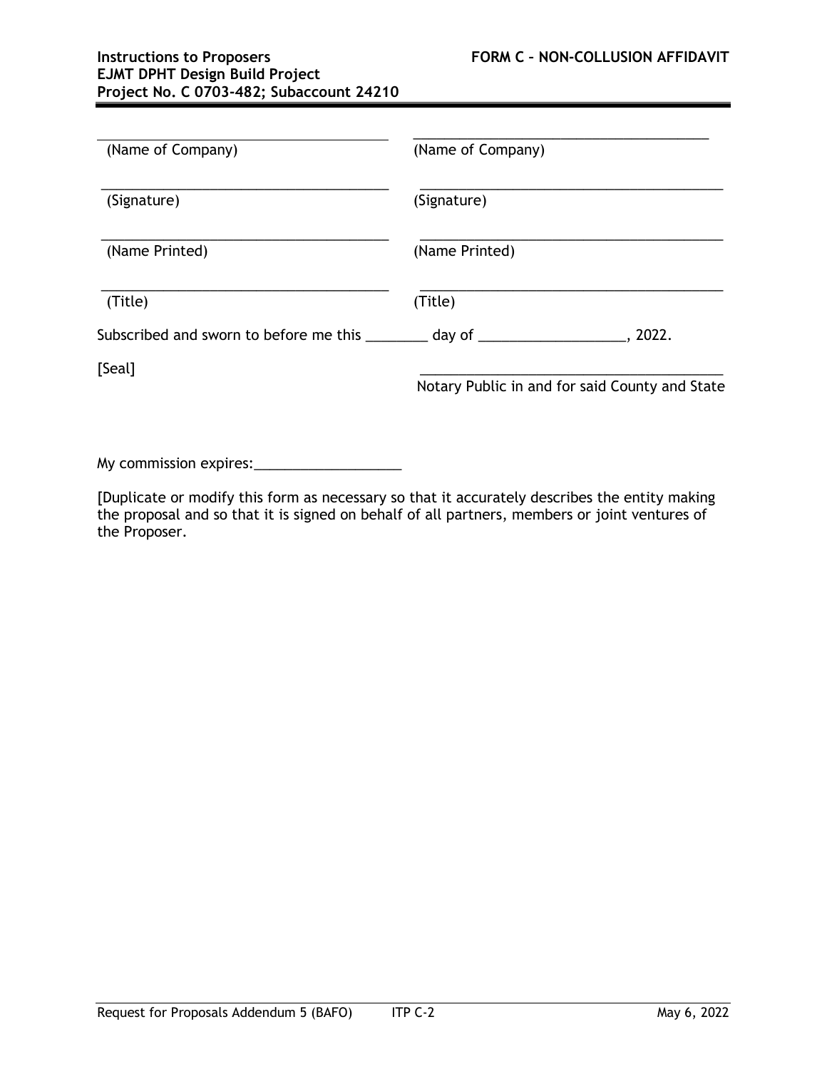| | |
|---|---|
| \_\_\_\_\_\_\_\_\_\_\_\_\_\_\_\_\_\_\_\_\_\_\_\_\_\_\_\_\_\_\_\_\_\_\_\_ | \_\_\_\_\_\_\_\_\_\_\_\_\_\_\_\_\_\_\_\_\_\_\_\_\_\_\_\_\_\_\_\_\_\_\_\_ |
| (Name of Company) | (Name of Company) |
| \_\_\_\_\_\_\_\_\_\_\_\_\_\_\_\_\_\_\_\_\_\_\_\_\_\_\_\_\_\_\_\_\_\_\_\_ | \_\_\_\_\_\_\_\_\_\_\_\_\_\_\_\_\_\_\_\_\_\_\_\_\_\_\_\_\_\_\_\_\_\_\_\_ |
| (Signature) | (Signature) |
| \_\_\_\_\_\_\_\_\_\_\_\_\_\_\_\_\_\_\_\_\_\_\_\_\_\_\_\_\_\_\_\_\_\_\_\_ | \_\_\_\_\_\_\_\_\_\_\_\_\_\_\_\_\_\_\_\_\_\_\_\_\_\_\_\_\_\_\_\_\_\_\_\_ |
| (Name Printed) | (Name Printed) |
| \_\_\_\_\_\_\_\_\_\_\_\_\_\_\_\_\_\_\_\_\_\_\_\_\_\_\_\_\_\_\_\_\_\_\_\_ | \_\_\_\_\_\_\_\_\_\_\_\_\_\_\_\_\_\_\_\_\_\_\_\_\_\_\_\_\_\_\_\_\_\_\_\_ |
| (Title) | (Title) |

Subscribed and sworn to before me this ________ day of ___________________, 2022.

[Seal]

________________________________________
Notary Public in and for said County and State

My commission expires:___________________

[Duplicate or modify this form as necessary so that it accurately describes the entity making the proposal and so that it is signed on behalf of all partners, members or joint ventures of the Proposer.